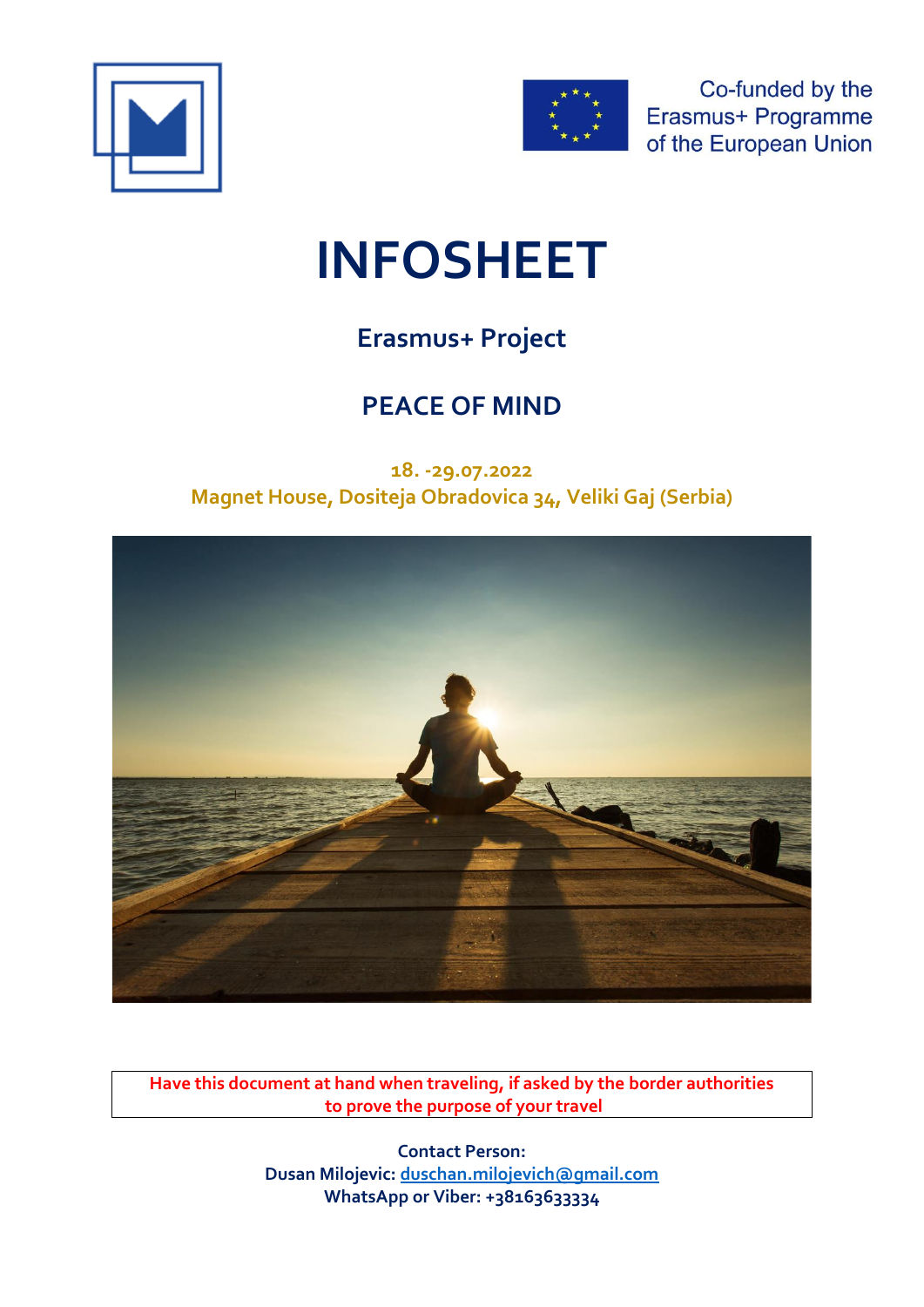Co-funded by the Erasmus+ Programme of the European Union

# INFOSHEET

## Erasmus+ Project

## PEACE OF MIND

18. -29.07.2022
Magnet House, Dositeja Obradovica 34, Veliki Gaj (Serbia)

**Have this document at hand when traveling, if asked by the border authorities to prove the purpose of your travel**

**Contact Person:**
**Dusan Milojevic: duschan.milojevich@gmail.com**
**WhatsApp or Viber: +38163633334**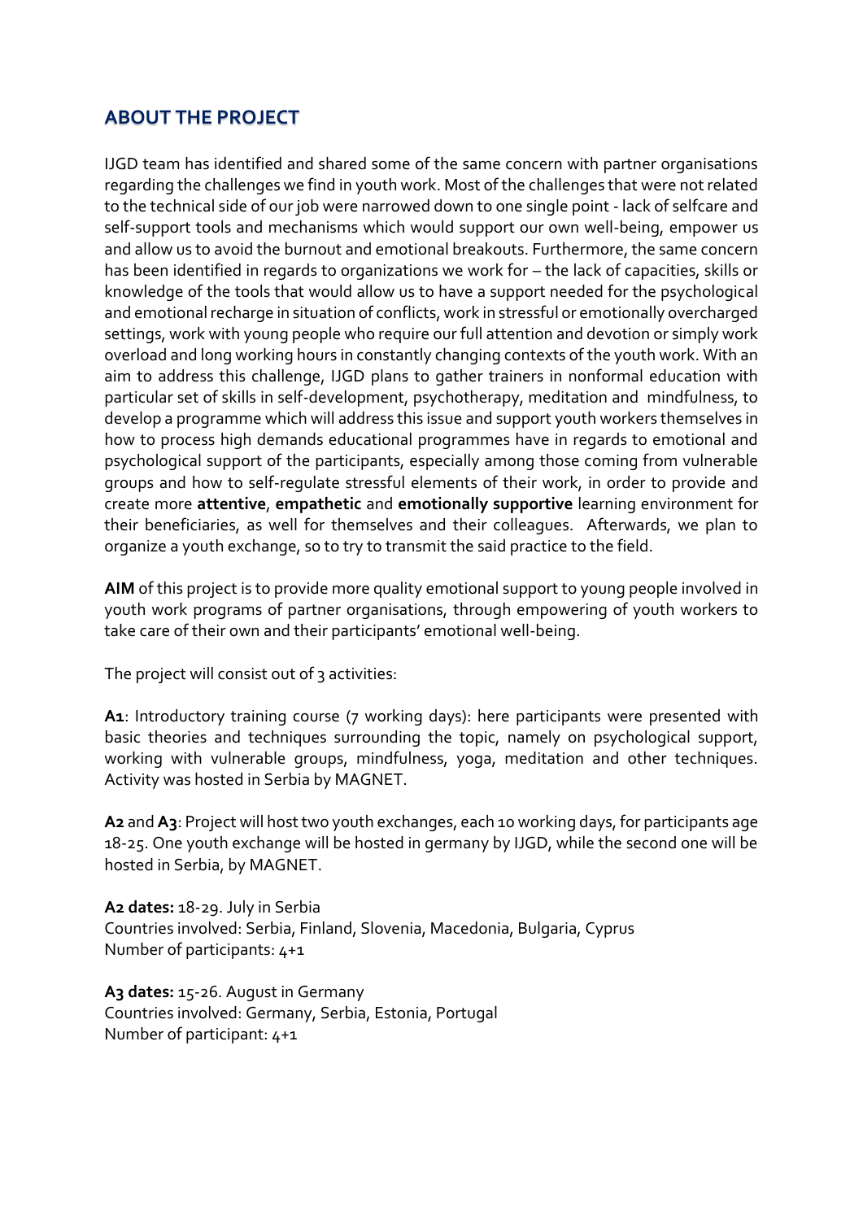## ABOUT THE PROJECT

IJGD team has identified and shared some of the same concern with partner organisations regarding the challenges we find in youth work. Most of the challenges that were not related to the technical side of our job were narrowed down to one single point - lack of selfcare and self-support tools and mechanisms which would support our own well-being, empower us and allow us to avoid the burnout and emotional breakouts. Furthermore, the same concern has been identified in regards to organizations we work for – the lack of capacities, skills or knowledge of the tools that would allow us to have a support needed for the psychological and emotional recharge in situation of conflicts, work in stressful or emotionally overcharged settings, work with young people who require our full attention and devotion or simply work overload and long working hours in constantly changing contexts of the youth work. With an aim to address this challenge, IJGD plans to gather trainers in nonformal education with particular set of skills in self-development, psychotherapy, meditation and mindfulness, to develop a programme which will address this issue and support youth workers themselves in how to process high demands educational programmes have in regards to emotional and psychological support of the participants, especially among those coming from vulnerable groups and how to self-regulate stressful elements of their work, in order to provide and create more **attentive**, **empathetic** and **emotionally supportive** learning environment for their beneficiaries, as well for themselves and their colleagues. Afterwards, we plan to organize a youth exchange, so to try to transmit the said practice to the field.

**AIM** of this project is to provide more quality emotional support to young people involved in youth work programs of partner organisations, through empowering of youth workers to take care of their own and their participants' emotional well-being.

The project will consist out of 3 activities:

**A1**: Introductory training course (7 working days): here participants were presented with basic theories and techniques surrounding the topic, namely on psychological support, working with vulnerable groups, mindfulness, yoga, meditation and other techniques. Activity was hosted in Serbia by MAGNET.

**A2** and **A3**: Project will host two youth exchanges, each 10 working days, for participants age 18-25. One youth exchange will be hosted in germany by IJGD, while the second one will be hosted in Serbia, by MAGNET.

**A2 dates:** 18-29. July in Serbia
Countries involved: Serbia, Finland, Slovenia, Macedonia, Bulgaria, Cyprus
Number of participants: 4+1

**A3 dates:** 15-26. August in Germany
Countries involved: Germany, Serbia, Estonia, Portugal
Number of participant: 4+1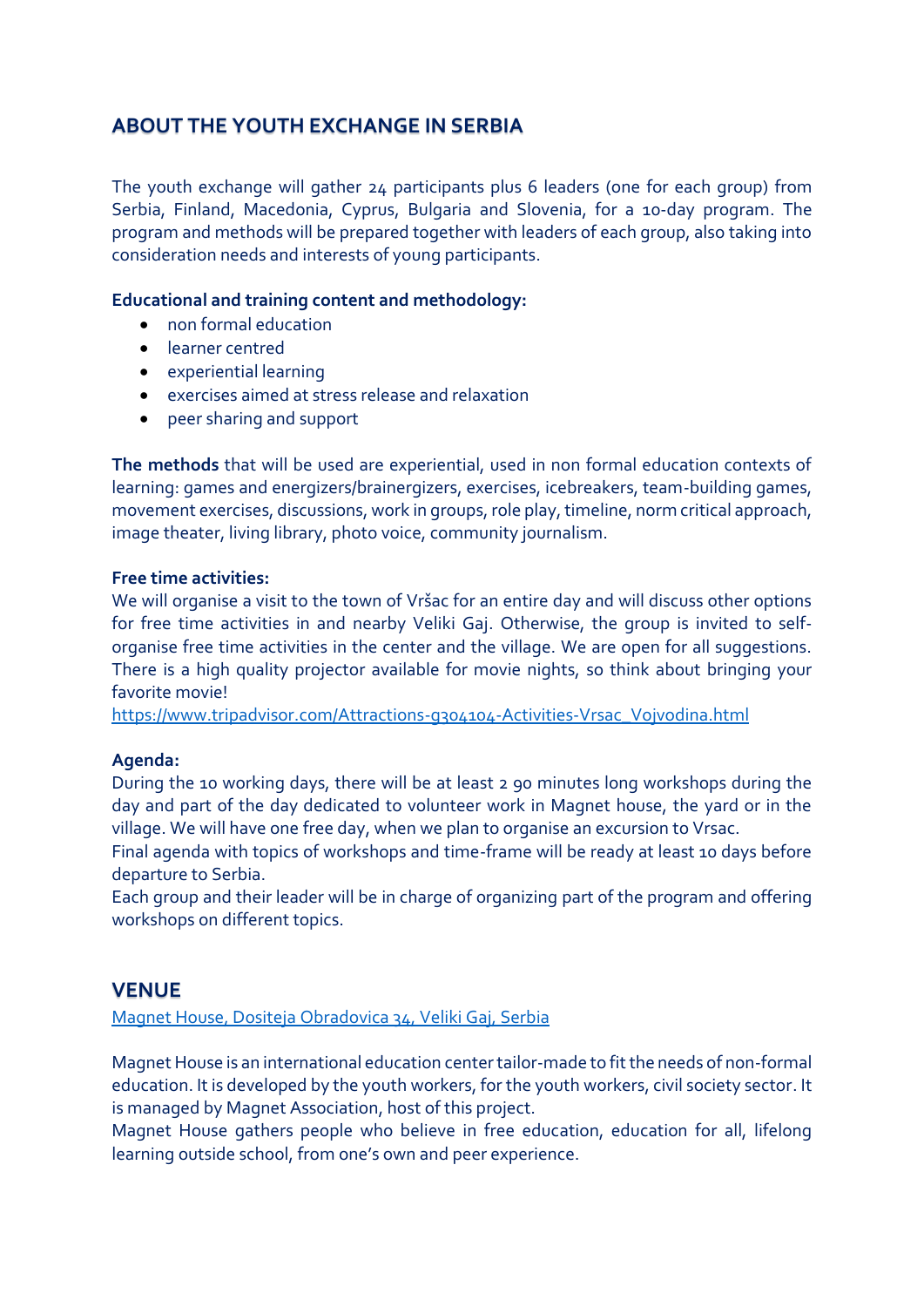## ABOUT THE YOUTH EXCHANGE IN SERBIA

The youth exchange will gather 24 participants plus 6 leaders (one for each group) from Serbia, Finland, Macedonia, Cyprus, Bulgaria and Slovenia, for a 10-day program. The program and methods will be prepared together with leaders of each group, also taking into consideration needs and interests of young participants.

**Educational and training content and methodology:**

- non formal education
- learner centred
- experiential learning
- exercises aimed at stress release and relaxation
- peer sharing and support

**The methods** that will be used are experiential, used in non formal education contexts of learning: games and energizers/brainergizers, exercises, icebreakers, team-building games, movement exercises, discussions, work in groups, role play, timeline, norm critical approach, image theater, living library, photo voice, community journalism.

**Free time activities:**
We will organise a visit to the town of Vršac for an entire day and will discuss other options for free time activities in and nearby Veliki Gaj. Otherwise, the group is invited to self-organise free time activities in the center and the village. We are open for all suggestions. There is a high quality projector available for movie nights, so think about bringing your favorite movie!
[https://www.tripadvisor.com/Attractions-g304104-Activities-Vrsac_Vojvodina.html](https://www.tripadvisor.com/Attractions-g304104-Activities-Vrsac_Vojvodina.html)

**Agenda:**
During the 10 working days, there will be at least 2 90 minutes long workshops during the day and part of the day dedicated to volunteer work in Magnet house, the yard or in the village. We will have one free day, when we plan to organise an excursion to Vrsac.
Final agenda with topics of workshops and time-frame will be ready at least 10 days before departure to Serbia.
Each group and their leader will be in charge of organizing part of the program and offering workshops on different topics.

## VENUE

[Magnet House, Dositeja Obradovica 34, Veliki Gaj, Serbia]

Magnet House is an international education center tailor-made to fit the needs of non-formal education. It is developed by the youth workers, for the youth workers, civil society sector. It is managed by Magnet Association, host of this project.
Magnet House gathers people who believe in free education, education for all, lifelong learning outside school, from one's own and peer experience.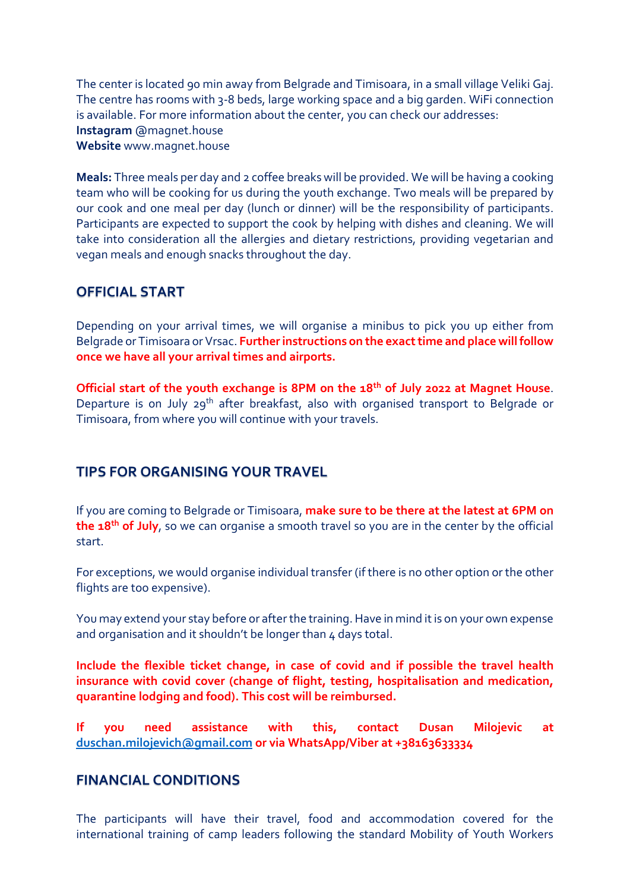The center is located 90 min away from Belgrade and Timisoara, in a small village Veliki Gaj. The centre has rooms with 3-8 beds, large working space and a big garden. WiFi connection is available. For more information about the center, you can check our addresses:
**Instagram** @magnet.house
**Website** www.magnet.house

**Meals:** Three meals per day and 2 coffee breaks will be provided. We will be having a cooking team who will be cooking for us during the youth exchange. Two meals will be prepared by our cook and one meal per day (lunch or dinner) will be the responsibility of participants. Participants are expected to support the cook by helping with dishes and cleaning. We will take into consideration all the allergies and dietary restrictions, providing vegetarian and vegan meals and enough snacks throughout the day.

## OFFICIAL START

Depending on your arrival times, we will organise a minibus to pick you up either from Belgrade or Timisoara or Vrsac. **Further instructions on the exact time and place will follow once we have all your arrival times and airports.**

**Official start of the youth exchange is 8PM on the 18th of July 2022 at Magnet House**. Departure is on July 29th after breakfast, also with organised transport to Belgrade or Timisoara, from where you will continue with your travels.

## TIPS FOR ORGANISING YOUR TRAVEL

If you are coming to Belgrade or Timisoara, **make sure to be there at the latest at 6PM on the 18th of July**, so we can organise a smooth travel so you are in the center by the official start.

For exceptions, we would organise individual transfer (if there is no other option or the other flights are too expensive).

You may extend your stay before or after the training. Have in mind it is on your own expense and organisation and it shouldn't be longer than 4 days total.

**Include the flexible ticket change, in case of covid and if possible the travel health insurance with covid cover (change of flight, testing, hospitalisation and medication, quarantine lodging and food). This cost will be reimbursed.**

**If you need assistance with this, contact Dusan Milojevic at duschan.milojevich@gmail.com or via WhatsApp/Viber at +38163633334**

## FINANCIAL CONDITIONS

The participants will have their travel, food and accommodation covered for the international training of camp leaders following the standard Mobility of Youth Workers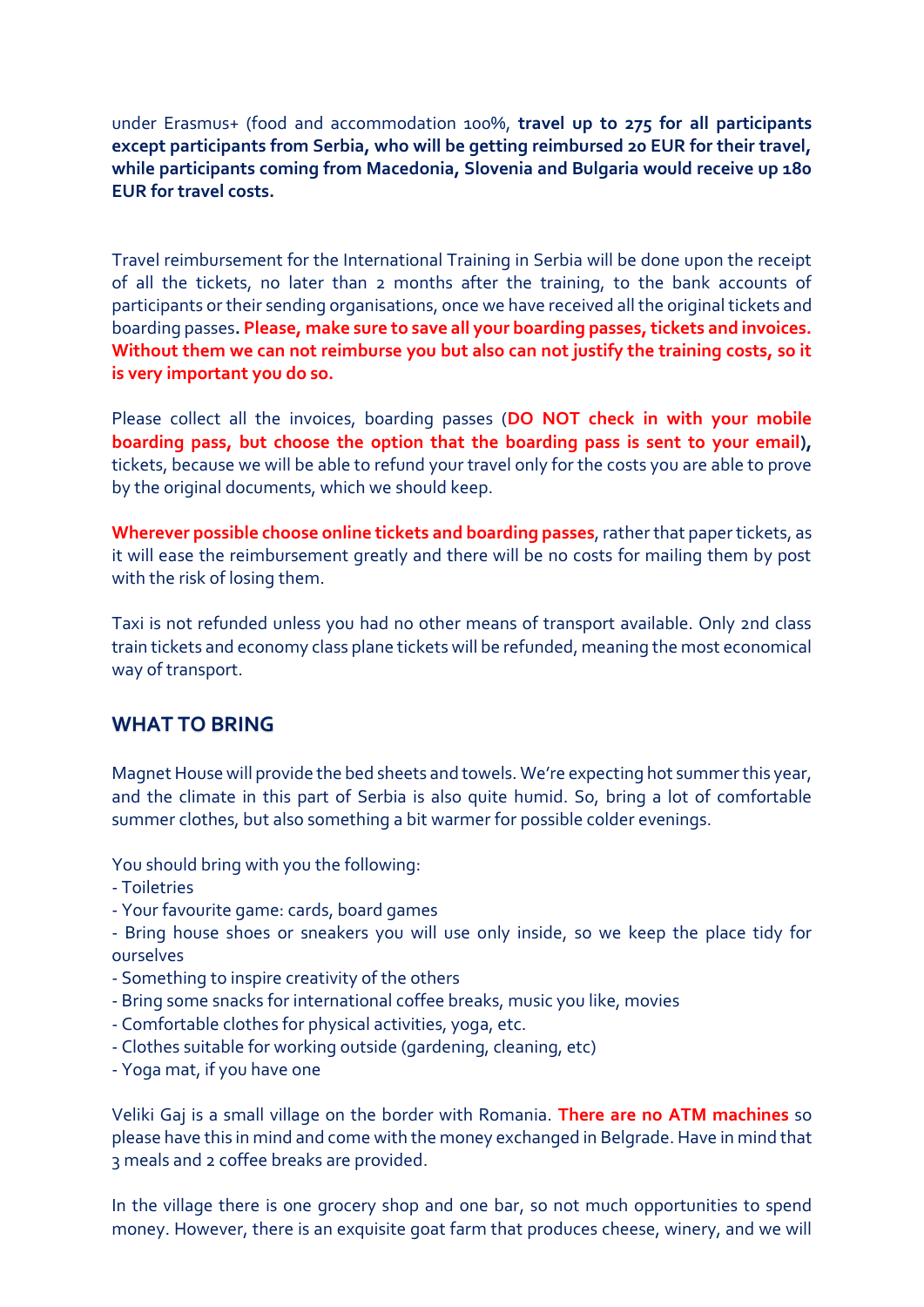under Erasmus+ (food and accommodation 100%, **travel up to 275 for all participants except participants from Serbia, who will be getting reimbursed 20 EUR for their travel, while participants coming from Macedonia, Slovenia and Bulgaria would receive up 180 EUR for travel costs.**

Travel reimbursement for the International Training in Serbia will be done upon the receipt of all the tickets, no later than 2 months after the training, to the bank accounts of participants or their sending organisations, once we have received all the original tickets and boarding passes**. Please, make sure to save all your boarding passes, tickets and invoices. Without them we can not reimburse you but also can not justify the training costs, so it is very important you do so.**

Please collect all the invoices, boarding passes (**DO NOT check in with your mobile boarding pass, but choose the option that the boarding pass is sent to your email**)**,** tickets, because we will be able to refund your travel only for the costs you are able to prove by the original documents, which we should keep.

**Wherever possible choose online tickets and boarding passes**, rather that paper tickets, as it will ease the reimbursement greatly and there will be no costs for mailing them by post with the risk of losing them.

Taxi is not refunded unless you had no other means of transport available. Only 2nd class train tickets and economy class plane tickets will be refunded, meaning the most economical way of transport.

## WHAT TO BRING

Magnet House will provide the bed sheets and towels. We're expecting hot summer this year, and the climate in this part of Serbia is also quite humid. So, bring a lot of comfortable summer clothes, but also something a bit warmer for possible colder evenings.

You should bring with you the following:
- Toiletries
- Your favourite game: cards, board games
- Bring house shoes or sneakers you will use only inside, so we keep the place tidy for ourselves
- Something to inspire creativity of the others
- Bring some snacks for international coffee breaks, music you like, movies
- Comfortable clothes for physical activities, yoga, etc.
- Clothes suitable for working outside (gardening, cleaning, etc)
- Yoga mat, if you have one

Veliki Gaj is a small village on the border with Romania. **There are no ATM machines** so please have this in mind and come with the money exchanged in Belgrade. Have in mind that 3 meals and 2 coffee breaks are provided.

In the village there is one grocery shop and one bar, so not much opportunities to spend money. However, there is an exquisite goat farm that produces cheese, winery, and we will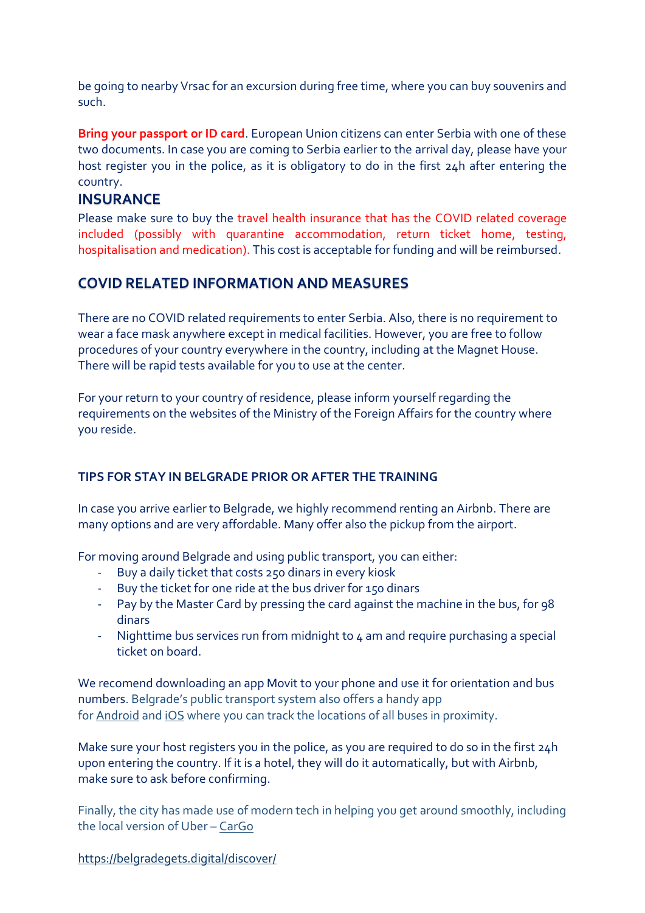be going to nearby Vrsac for an excursion during free time, where you can buy souvenirs and such.

**Bring your passport or ID card**. European Union citizens can enter Serbia with one of these two documents. In case you are coming to Serbia earlier to the arrival day, please have your host register you in the police, as it is obligatory to do in the first 24h after entering the country.

## INSURANCE

Please make sure to buy the travel health insurance that has the COVID related coverage included (possibly with quarantine accommodation, return ticket home, testing, hospitalisation and medication). This cost is acceptable for funding and will be reimbursed.

## COVID RELATED INFORMATION AND MEASURES

There are no COVID related requirements to enter Serbia. Also, there is no requirement to wear a face mask anywhere except in medical facilities. However, you are free to follow procedures of your country everywhere in the country, including at the Magnet House. There will be rapid tests available for you to use at the center.

For your return to your country of residence, please inform yourself regarding the requirements on the websites of the Ministry of the Foreign Affairs for the country where you reside.

### TIPS FOR STAY IN BELGRADE PRIOR OR AFTER THE TRAINING

In case you arrive earlier to Belgrade, we highly recommend renting an Airbnb. There are many options and are very affordable. Many offer also the pickup from the airport.

For moving around Belgrade and using public transport, you can either:

- Buy a daily ticket that costs 250 dinars in every kiosk
- Buy the ticket for one ride at the bus driver for 150 dinars
- Pay by the Master Card by pressing the card against the machine in the bus, for 98 dinars
- Nighttime bus services run from midnight to 4 am and require purchasing a special ticket on board.

We recomend downloading an app Movit to your phone and use it for orientation and bus numbers. Belgrade's public transport system also offers a handy app for Android and iOS where you can track the locations of all buses in proximity.

Make sure your host registers you in the police, as you are required to do so in the first 24h upon entering the country. If it is a hotel, they will do it automatically, but with Airbnb, make sure to ask before confirming.

Finally, the city has made use of modern tech in helping you get around smoothly, including the local version of Uber – CarGo

https://belgradegets.digital/discover/